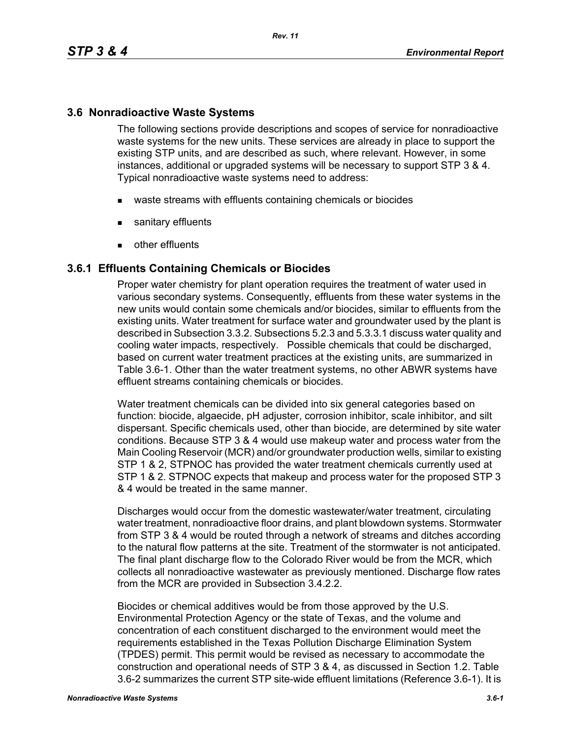## 3.6 Nonradioactive Waste Systems

The following sections provide descriptions and scopes of service for nonradioactive waste systems for the new units. These services are already in place to support the existing STP units, and are described as such, where relevant. However, in some instances, additional or upgraded systems will be necessary to support STP 3 & 4. Typical nonradioactive waste systems need to address:

- waste streams with effluents containing chemicals or biocides
- sanitary effluents
- other effluents

### 3.6.1 Effluents Containing Chemicals or Biocides

Proper water chemistry for plant operation requires the treatment of water used in various secondary systems. Consequently, effluents from these water systems in the new units would contain some chemicals and/or biocides, similar to effluents from the existing units. Water treatment for surface water and groundwater used by the plant is described in Subsection 3.3.2. Subsections 5.2.3 and 5.3.3.1 discuss water quality and cooling water impacts, respectively. Possible chemicals that could be discharged, based on current water treatment practices at the existing units, are summarized in Table 3.6-1. Other than the water treatment systems, no other ABWR systems have effluent streams containing chemicals or biocides.

Water treatment chemicals can be divided into six general categories based on function: biocide, algaecide, pH adjuster, corrosion inhibitor, scale inhibitor, and silt dispersant. Specific chemicals used, other than biocide, are determined by site water conditions. Because STP 3 & 4 would use makeup water and process water from the Main Cooling Reservoir (MCR) and/or groundwater production wells, similar to existing STP 1 & 2, STPNOC has provided the water treatment chemicals currently used at STP 1 & 2. STPNOC expects that makeup and process water for the proposed STP 3 & 4 would be treated in the same manner.

Discharges would occur from the domestic wastewater/water treatment, circulating water treatment, nonradioactive floor drains, and plant blowdown systems. Stormwater from STP 3 & 4 would be routed through a network of streams and ditches according to the natural flow patterns at the site. Treatment of the stormwater is not anticipated. The final plant discharge flow to the Colorado River would be from the MCR, which collects all nonradioactive wastewater as previously mentioned. Discharge flow rates from the MCR are provided in Subsection 3.4.2.2.

Biocides or chemical additives would be from those approved by the U.S. Environmental Protection Agency or the state of Texas, and the volume and concentration of each constituent discharged to the environment would meet the requirements established in the Texas Pollution Discharge Elimination System (TPDES) permit. This permit would be revised as necessary to accommodate the construction and operational needs of STP 3 & 4, as discussed in Section 1.2. Table 3.6-2 summarizes the current STP site-wide effluent limitations (Reference 3.6-1). It is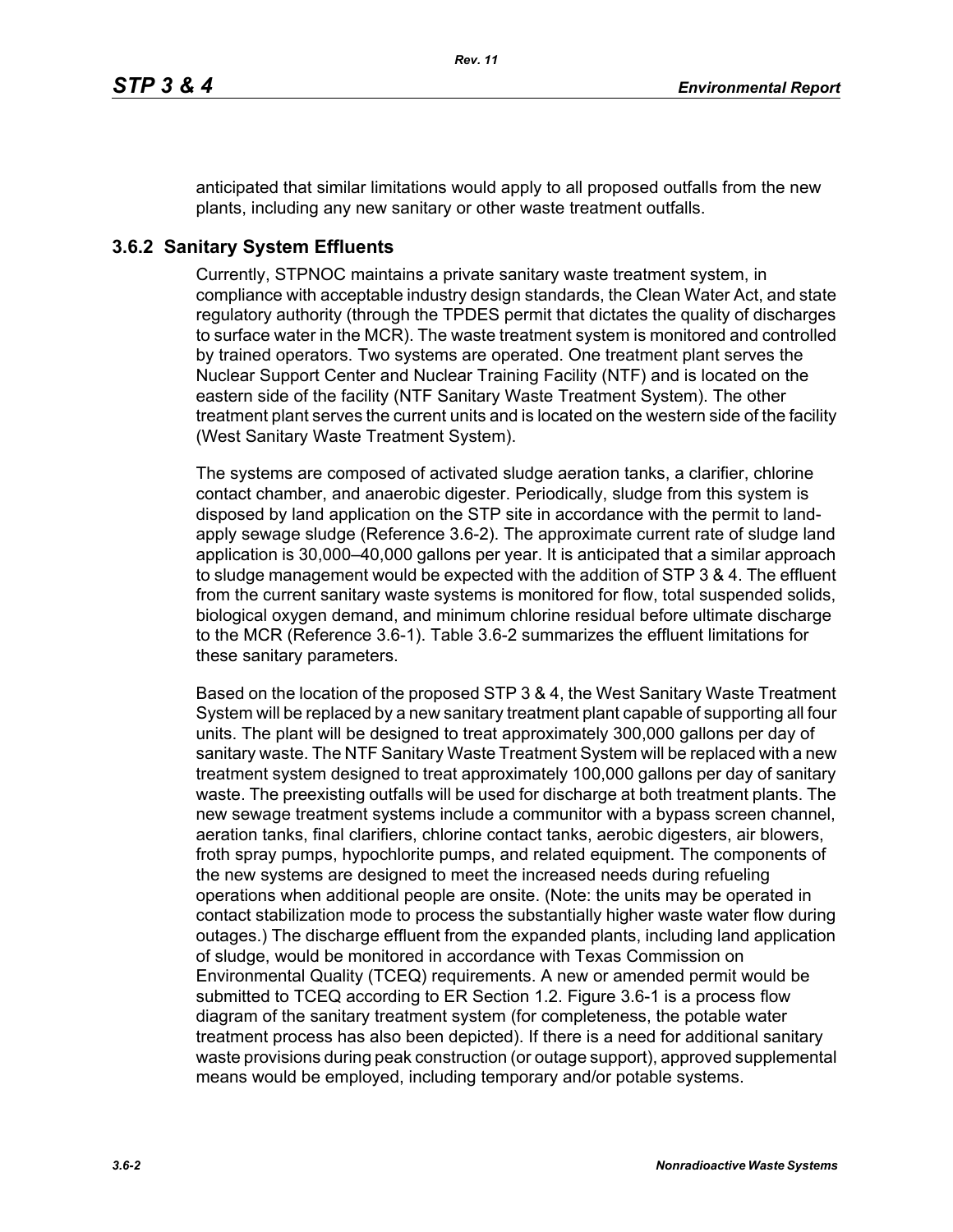anticipated that similar limitations would apply to all proposed outfalls from the new plants, including any new sanitary or other waste treatment outfalls.

### 3.6.2 Sanitary System Effluents

Currently, STPNOC maintains a private sanitary waste treatment system, in compliance with acceptable industry design standards, the Clean Water Act, and state regulatory authority (through the TPDES permit that dictates the quality of discharges to surface water in the MCR). The waste treatment system is monitored and controlled by trained operators. Two systems are operated. One treatment plant serves the Nuclear Support Center and Nuclear Training Facility (NTF) and is located on the eastern side of the facility (NTF Sanitary Waste Treatment System). The other treatment plant serves the current units and is located on the western side of the facility (West Sanitary Waste Treatment System).

The systems are composed of activated sludge aeration tanks, a clarifier, chlorine contact chamber, and anaerobic digester. Periodically, sludge from this system is disposed by land application on the STP site in accordance with the permit to land-apply sewage sludge (Reference 3.6-2). The approximate current rate of sludge land application is 30,000–40,000 gallons per year. It is anticipated that a similar approach to sludge management would be expected with the addition of STP 3 & 4. The effluent from the current sanitary waste systems is monitored for flow, total suspended solids, biological oxygen demand, and minimum chlorine residual before ultimate discharge to the MCR (Reference 3.6-1). Table 3.6-2 summarizes the effluent limitations for these sanitary parameters.

Based on the location of the proposed STP 3 & 4, the West Sanitary Waste Treatment System will be replaced by a new sanitary treatment plant capable of supporting all four units. The plant will be designed to treat approximately 300,000 gallons per day of sanitary waste. The NTF Sanitary Waste Treatment System will be replaced with a new treatment system designed to treat approximately 100,000 gallons per day of sanitary waste. The preexisting outfalls will be used for discharge at both treatment plants. The new sewage treatment systems include a communitor with a bypass screen channel, aeration tanks, final clarifiers, chlorine contact tanks, aerobic digesters, air blowers, froth spray pumps, hypochlorite pumps, and related equipment. The components of the new systems are designed to meet the increased needs during refueling operations when additional people are onsite. (Note: the units may be operated in contact stabilization mode to process the substantially higher waste water flow during outages.) The discharge effluent from the expanded plants, including land application of sludge, would be monitored in accordance with Texas Commission on Environmental Quality (TCEQ) requirements. A new or amended permit would be submitted to TCEQ according to ER Section 1.2. Figure 3.6-1 is a process flow diagram of the sanitary treatment system (for completeness, the potable water treatment process has also been depicted). If there is a need for additional sanitary waste provisions during peak construction (or outage support), approved supplemental means would be employed, including temporary and/or potable systems.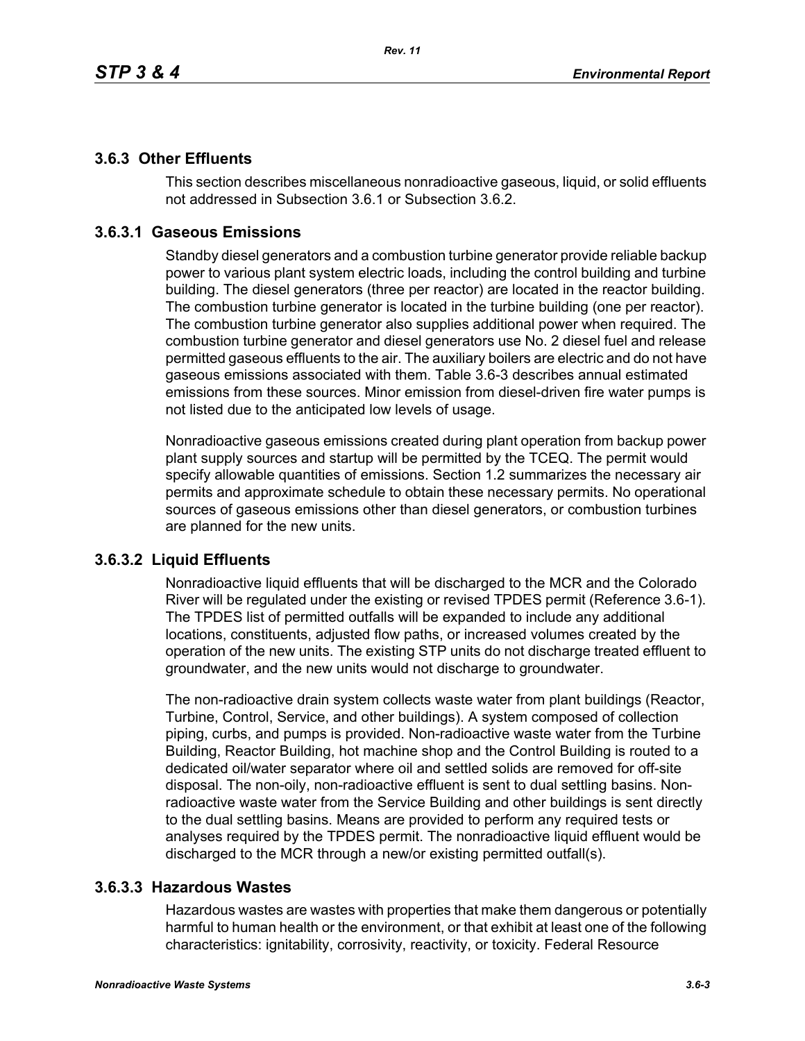## 3.6.3 Other Effluents

This section describes miscellaneous nonradioactive gaseous, liquid, or solid effluents not addressed in Subsection 3.6.1 or Subsection 3.6.2.

### 3.6.3.1 Gaseous Emissions

Standby diesel generators and a combustion turbine generator provide reliable backup power to various plant system electric loads, including the control building and turbine building. The diesel generators (three per reactor) are located in the reactor building. The combustion turbine generator is located in the turbine building (one per reactor). The combustion turbine generator also supplies additional power when required. The combustion turbine generator and diesel generators use No. 2 diesel fuel and release permitted gaseous effluents to the air. The auxiliary boilers are electric and do not have gaseous emissions associated with them. Table 3.6-3 describes annual estimated emissions from these sources. Minor emission from diesel-driven fire water pumps is not listed due to the anticipated low levels of usage.

Nonradioactive gaseous emissions created during plant operation from backup power plant supply sources and startup will be permitted by the TCEQ. The permit would specify allowable quantities of emissions. Section 1.2 summarizes the necessary air permits and approximate schedule to obtain these necessary permits. No operational sources of gaseous emissions other than diesel generators, or combustion turbines are planned for the new units.

### 3.6.3.2 Liquid Effluents

Nonradioactive liquid effluents that will be discharged to the MCR and the Colorado River will be regulated under the existing or revised TPDES permit (Reference 3.6-1). The TPDES list of permitted outfalls will be expanded to include any additional locations, constituents, adjusted flow paths, or increased volumes created by the operation of the new units. The existing STP units do not discharge treated effluent to groundwater, and the new units would not discharge to groundwater.

The non-radioactive drain system collects waste water from plant buildings (Reactor, Turbine, Control, Service, and other buildings). A system composed of collection piping, curbs, and pumps is provided. Non-radioactive waste water from the Turbine Building, Reactor Building, hot machine shop and the Control Building is routed to a dedicated oil/water separator where oil and settled solids are removed for off-site disposal. The non-oily, non-radioactive effluent is sent to dual settling basins. Non-radioactive waste water from the Service Building and other buildings is sent directly to the dual settling basins. Means are provided to perform any required tests or analyses required by the TPDES permit. The nonradioactive liquid effluent would be discharged to the MCR through a new/or existing permitted outfall(s).

### 3.6.3.3 Hazardous Wastes

Hazardous wastes are wastes with properties that make them dangerous or potentially harmful to human health or the environment, or that exhibit at least one of the following characteristics: ignitability, corrosivity, reactivity, or toxicity. Federal Resource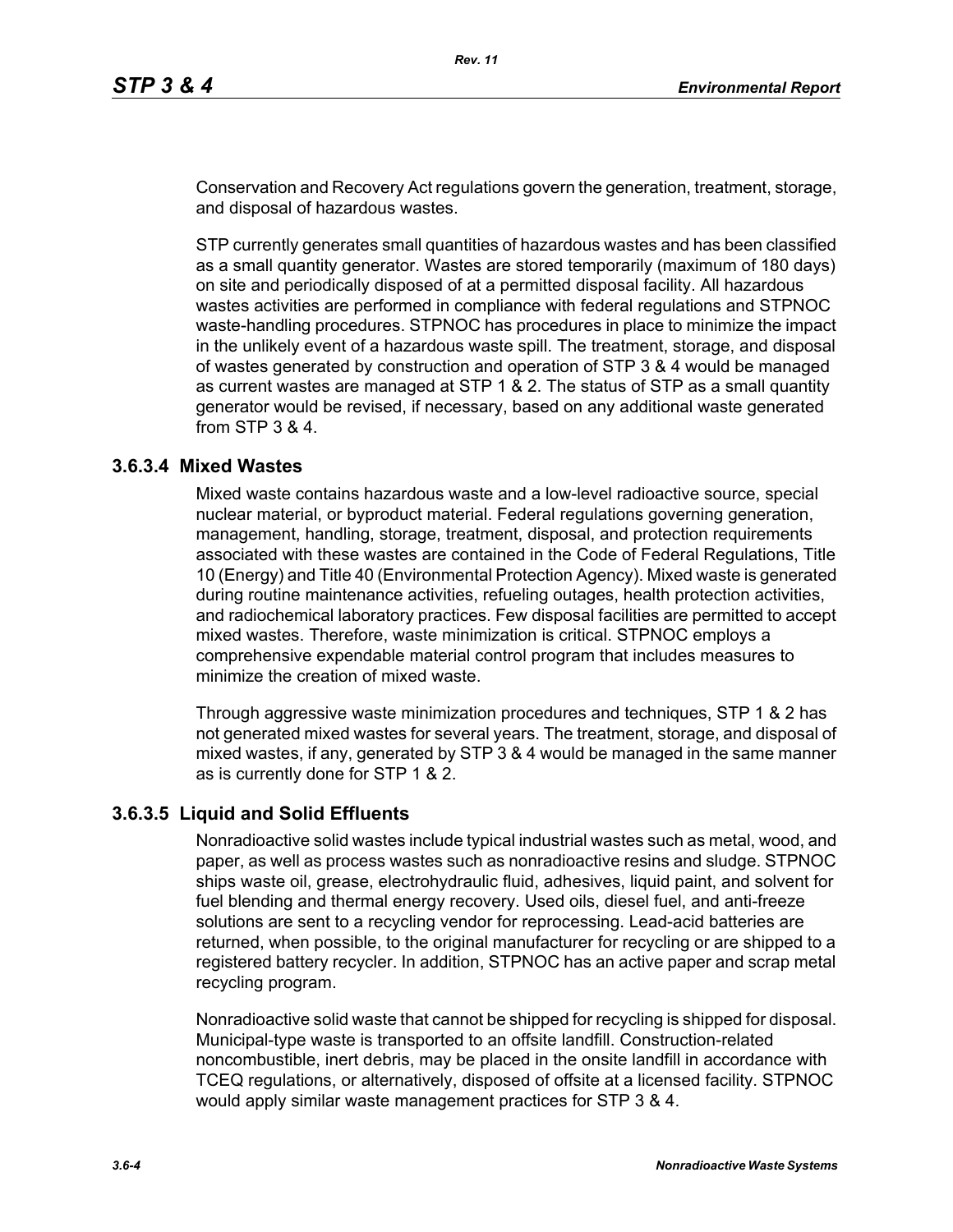Conservation and Recovery Act regulations govern the generation, treatment, storage, and disposal of hazardous wastes.

STP currently generates small quantities of hazardous wastes and has been classified as a small quantity generator. Wastes are stored temporarily (maximum of 180 days) on site and periodically disposed of at a permitted disposal facility. All hazardous wastes activities are performed in compliance with federal regulations and STPNOC waste-handling procedures. STPNOC has procedures in place to minimize the impact in the unlikely event of a hazardous waste spill. The treatment, storage, and disposal of wastes generated by construction and operation of STP 3 & 4 would be managed as current wastes are managed at STP 1 & 2. The status of STP as a small quantity generator would be revised, if necessary, based on any additional waste generated from STP 3 & 4.

### 3.6.3.4 Mixed Wastes

Mixed waste contains hazardous waste and a low-level radioactive source, special nuclear material, or byproduct material. Federal regulations governing generation, management, handling, storage, treatment, disposal, and protection requirements associated with these wastes are contained in the Code of Federal Regulations, Title 10 (Energy) and Title 40 (Environmental Protection Agency). Mixed waste is generated during routine maintenance activities, refueling outages, health protection activities, and radiochemical laboratory practices. Few disposal facilities are permitted to accept mixed wastes. Therefore, waste minimization is critical. STPNOC employs a comprehensive expendable material control program that includes measures to minimize the creation of mixed waste.

Through aggressive waste minimization procedures and techniques, STP 1 & 2 has not generated mixed wastes for several years. The treatment, storage, and disposal of mixed wastes, if any, generated by STP 3 & 4 would be managed in the same manner as is currently done for STP 1 & 2.

### 3.6.3.5 Liquid and Solid Effluents

Nonradioactive solid wastes include typical industrial wastes such as metal, wood, and paper, as well as process wastes such as nonradioactive resins and sludge. STPNOC ships waste oil, grease, electrohydraulic fluid, adhesives, liquid paint, and solvent for fuel blending and thermal energy recovery. Used oils, diesel fuel, and anti-freeze solutions are sent to a recycling vendor for reprocessing. Lead-acid batteries are returned, when possible, to the original manufacturer for recycling or are shipped to a registered battery recycler. In addition, STPNOC has an active paper and scrap metal recycling program.

Nonradioactive solid waste that cannot be shipped for recycling is shipped for disposal. Municipal-type waste is transported to an offsite landfill. Construction-related noncombustible, inert debris, may be placed in the onsite landfill in accordance with TCEQ regulations, or alternatively, disposed of offsite at a licensed facility. STPNOC would apply similar waste management practices for STP 3 & 4.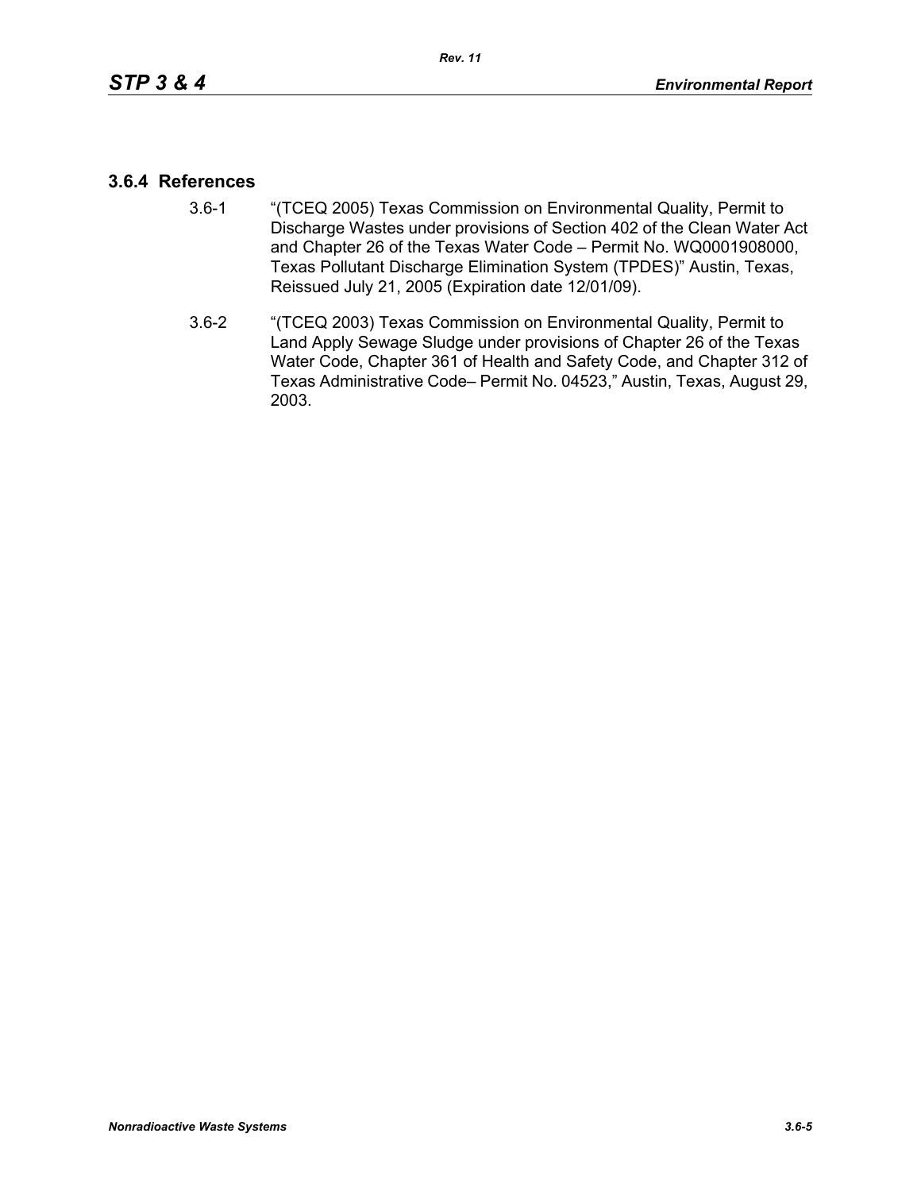### 3.6.4 References

3.6-1 "(TCEQ 2005) Texas Commission on Environmental Quality, Permit to Discharge Wastes under provisions of Section 402 of the Clean Water Act and Chapter 26 of the Texas Water Code – Permit No. WQ0001908000, Texas Pollutant Discharge Elimination System (TPDES)" Austin, Texas, Reissued July 21, 2005 (Expiration date 12/01/09).

3.6-2 "(TCEQ 2003) Texas Commission on Environmental Quality, Permit to Land Apply Sewage Sludge under provisions of Chapter 26 of the Texas Water Code, Chapter 361 of Health and Safety Code, and Chapter 312 of Texas Administrative Code– Permit No. 04523," Austin, Texas, August 29, 2003.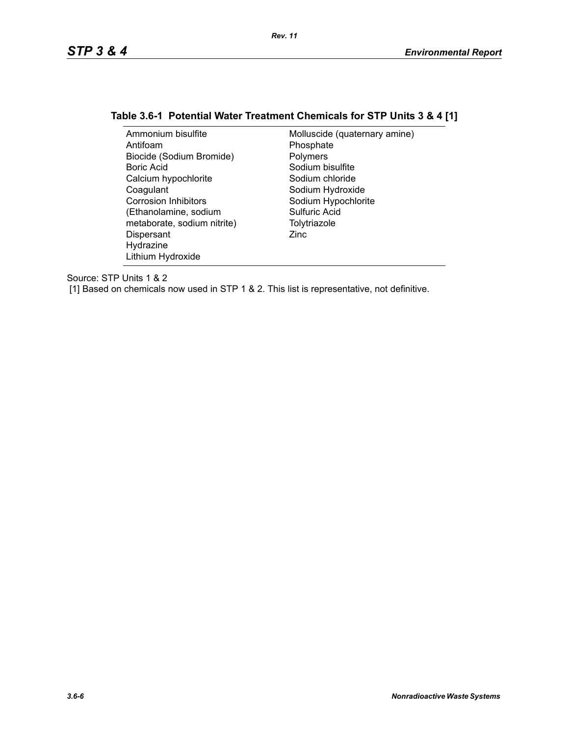**Table 3.6-1 Potential Water Treatment Chemicals for STP Units 3 & 4 [1]**

| | |
|---|---|
| Ammonium bisulfite | Molluscide (quaternary amine) |
| Antifoam | Phosphate |
| Biocide (Sodium Bromide) | Polymers |
| Boric Acid | Sodium bisulfite |
| Calcium hypochlorite | Sodium chloride |
| Coagulant | Sodium Hydroxide |
| Corrosion Inhibitors (Ethanolamine, sodium metaborate, sodium nitrite) | Sodium Hypochlorite |
| Dispersant | Sulfuric Acid |
| Hydrazine | Tolytriazole |
| Lithium Hydroxide | Zinc |

Source: STP Units 1 & 2

[1] Based on chemicals now used in STP 1 & 2. This list is representative, not definitive.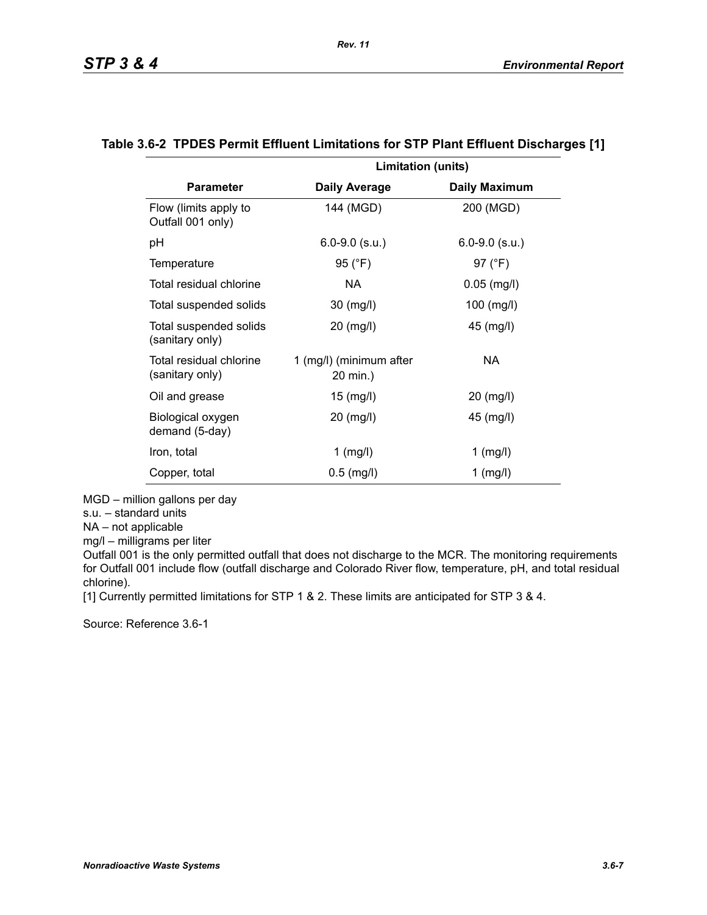**Table 3.6-2 TPDES Permit Effluent Limitations for STP Plant Effluent Discharges [1]**

| Parameter | Limitation (units) | |
|---|---|---|
| | **Daily Average** | **Daily Maximum** |
| Flow (limits apply to Outfall 001 only) | 144 (MGD) | 200 (MGD) |
| pH | 6.0-9.0 (s.u.) | 6.0-9.0 (s.u.) |
| Temperature | 95 (°F) | 97 (°F) |
| Total residual chlorine | NA | 0.05 (mg/l) |
| Total suspended solids | 30 (mg/l) | 100 (mg/l) |
| Total suspended solids (sanitary only) | 20 (mg/l) | 45 (mg/l) |
| Total residual chlorine (sanitary only) | 1 (mg/l) (minimum after 20 min.) | NA |
| Oil and grease | 15 (mg/l) | 20 (mg/l) |
| Biological oxygen demand (5-day) | 20 (mg/l) | 45 (mg/l) |
| Iron, total | 1 (mg/l) | 1 (mg/l) |
| Copper, total | 0.5 (mg/l) | 1 (mg/l) |

MGD – million gallons per day
s.u. – standard units
NA – not applicable
mg/l – milligrams per liter
Outfall 001 is the only permitted outfall that does not discharge to the MCR. The monitoring requirements for Outfall 001 include flow (outfall discharge and Colorado River flow, temperature, pH, and total residual chlorine).
[1] Currently permitted limitations for STP 1 & 2. These limits are anticipated for STP 3 & 4.

Source: Reference 3.6-1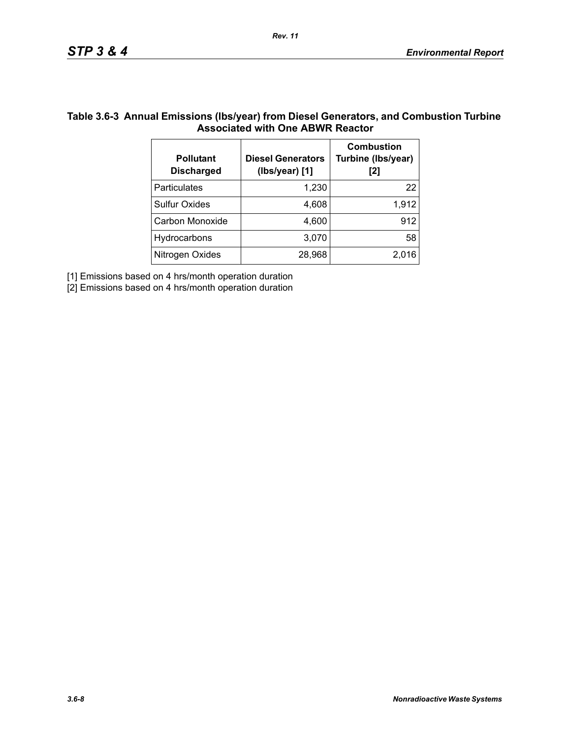**Table 3.6-3 Annual Emissions (lbs/year) from Diesel Generators, and Combustion Turbine Associated with One ABWR Reactor**

| Pollutant Discharged | Diesel Generators (lbs/year) [1] | Combustion Turbine (lbs/year) [2] |
|---|---|---|
| Particulates | 1,230 | 22 |
| Sulfur Oxides | 4,608 | 1,912 |
| Carbon Monoxide | 4,600 | 912 |
| Hydrocarbons | 3,070 | 58 |
| Nitrogen Oxides | 28,968 | 2,016 |

[1] Emissions based on 4 hrs/month operation duration

[2] Emissions based on 4 hrs/month operation duration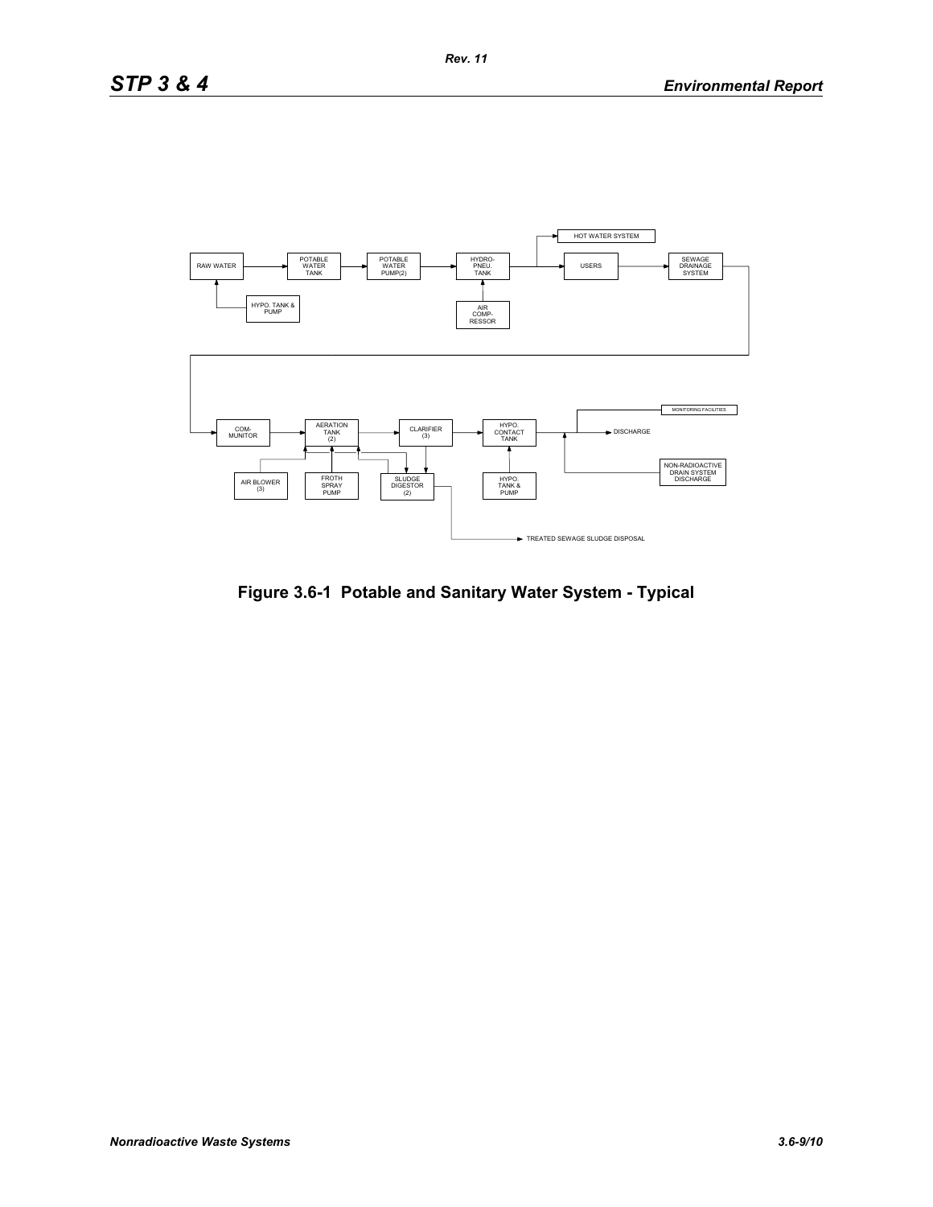RAW WATER

POTABLE WATER TANK

POTABLE WATER PUMP(2)

HYDRO-PNEU. TANK

HOT WATER SYSTEM

USERS

SEWAGE DRAINAGE SYSTEM

HYPO. TANK & PUMP

AIR COMP-RESSOR

COM-MUNITOR

AERATION TANK (2)

CLARIFIER (3)

HYPO. CONTACT TANK

MONITORING FACILITIES

DISCHARGE

NON-RADIOACTIVE DRAIN SYSTEM DISCHARGE

AIR BLOWER (3)

FROTH SPRAY PUMP

SLUDGE DIGESTOR (2)

HYPO. TANK & PUMP

TREATED SEWAGE SLUDGE DISPOSAL

**Figure 3.6-1 Potable and Sanitary Water System - Typical**